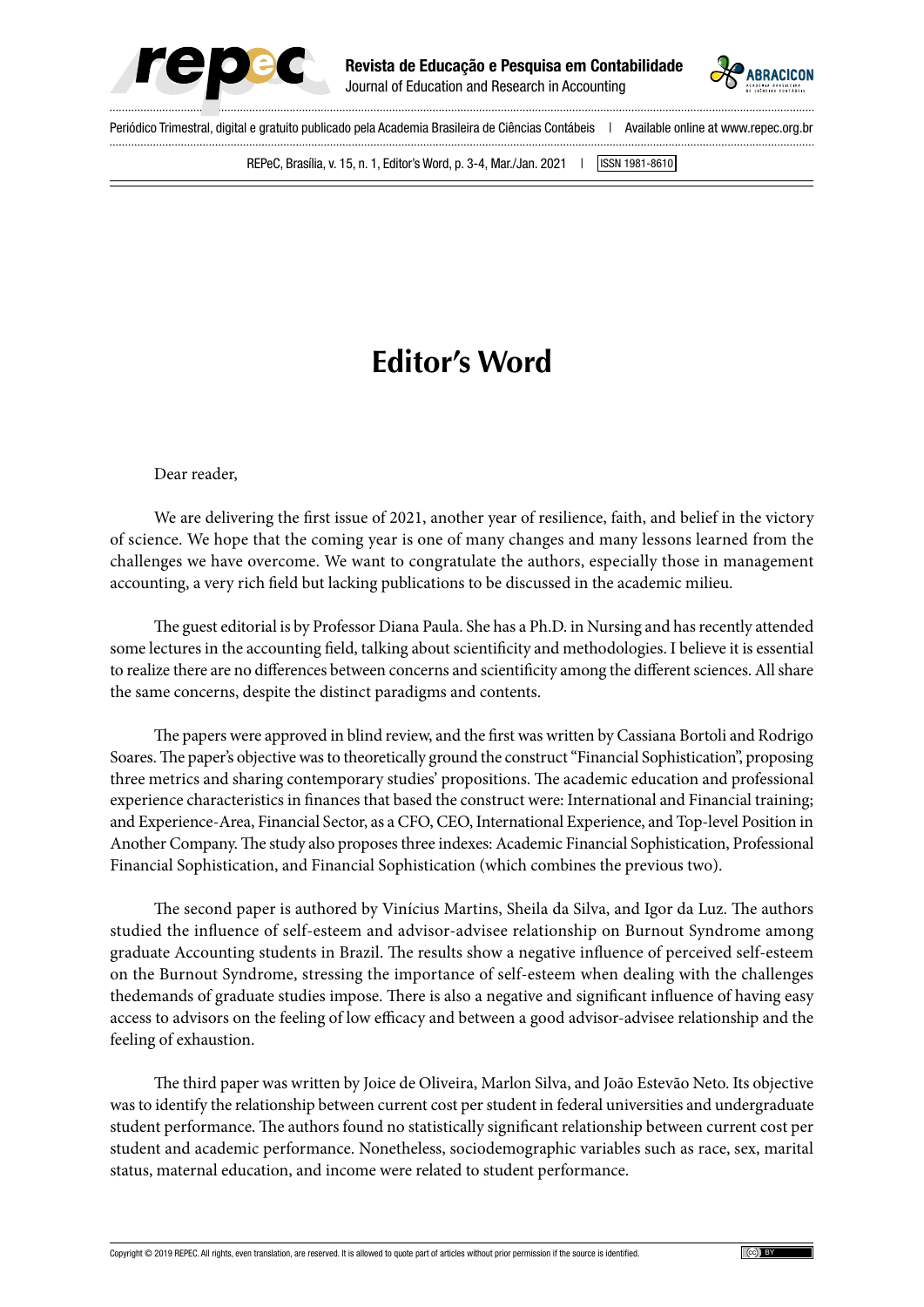# Editor's Word

Dear reader,

We are delivering the first issue of 2021, another year of resilience, faith, and belief in the victory of science. We hope that the coming year is one of many changes and many lessons learned from the challenges we have overcome. We want to congratulate the authors, especially those in management accounting, a very rich field but lacking publications to be discussed in the academic milieu.

The guest editorial is by Professor Diana Paula. She has a Ph.D. in Nursing and has recently attended some lectures in the accounting field, talking about scientificity and methodologies. I believe it is essential to realize there are no differences between concerns and scientificity among the different sciences. All share the same concerns, despite the distinct paradigms and contents.

The papers were approved in blind review, and the first was written by Cassiana Bortoli and Rodrigo Soares. The paper's objective was to theoretically ground the construct "Financial Sophistication", proposing three metrics and sharing contemporary studies' propositions. The academic education and professional experience characteristics in finances that based the construct were: International and Financial training; and Experience-Area, Financial Sector, as a CFO, CEO, International Experience, and Top-level Position in Another Company. The study also proposes three indexes: Academic Financial Sophistication, Professional Financial Sophistication, and Financial Sophistication (which combines the previous two).

The second paper is authored by Vinícius Martins, Sheila da Silva, and Igor da Luz. The authors studied the influence of self-esteem and advisor-advisee relationship on Burnout Syndrome among graduate Accounting students in Brazil. The results show a negative influence of perceived self-esteem on the Burnout Syndrome, stressing the importance of self-esteem when dealing with the challenges thedemands of graduate studies impose. There is also a negative and significant influence of having easy access to advisors on the feeling of low efficacy and between a good advisor-advisee relationship and the feeling of exhaustion.

The third paper was written by Joice de Oliveira, Marlon Silva, and João Estevão Neto. Its objective was to identify the relationship between current cost per student in federal universities and undergraduate student performance. The authors found no statistically significant relationship between current cost per student and academic performance. Nonetheless, sociodemographic variables such as race, sex, marital status, maternal education, and income were related to student performance.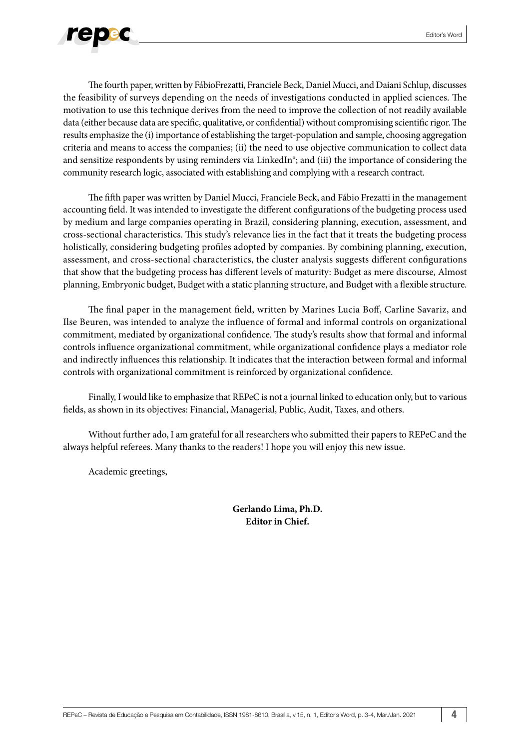The fourth paper, written by FábioFrezatti, Franciele Beck, Daniel Mucci, and Daiani Schlup, discusses the feasibility of surveys depending on the needs of investigations conducted in applied sciences. The motivation to use this technique derives from the need to improve the collection of not readily available data (either because data are specific, qualitative, or confidential) without compromising scientific rigor. The results emphasize the (i) importance of establishing the target-population and sample, choosing aggregation criteria and means to access the companies; (ii) the need to use objective communication to collect data and sensitize respondents by using reminders via LinkedIn®; and (iii) the importance of considering the community research logic, associated with establishing and complying with a research contract.

The fifth paper was written by Daniel Mucci, Franciele Beck, and Fábio Frezatti in the management accounting field. It was intended to investigate the different configurations of the budgeting process used by medium and large companies operating in Brazil, considering planning, execution, assessment, and cross-sectional characteristics. This study's relevance lies in the fact that it treats the budgeting process holistically, considering budgeting profiles adopted by companies. By combining planning, execution, assessment, and cross-sectional characteristics, the cluster analysis suggests different configurations that show that the budgeting process has different levels of maturity: Budget as mere discourse, Almost planning, Embryonic budget, Budget with a static planning structure, and Budget with a flexible structure.

The final paper in the management field, written by Marines Lucia Boff, Carline Savariz, and Ilse Beuren, was intended to analyze the influence of formal and informal controls on organizational commitment, mediated by organizational confidence. The study's results show that formal and informal controls influence organizational commitment, while organizational confidence plays a mediator role and indirectly influences this relationship. It indicates that the interaction between formal and informal controls with organizational commitment is reinforced by organizational confidence.

Finally, I would like to emphasize that REPeC is not a journal linked to education only, but to various fields, as shown in its objectives: Financial, Managerial, Public, Audit, Taxes, and others.

Without further ado, I am grateful for all researchers who submitted their papers to REPeC and the always helpful referees. Many thanks to the readers! I hope you will enjoy this new issue.

Academic greetings,

**Gerlando Lima, Ph.D.**
**Editor in Chief.**